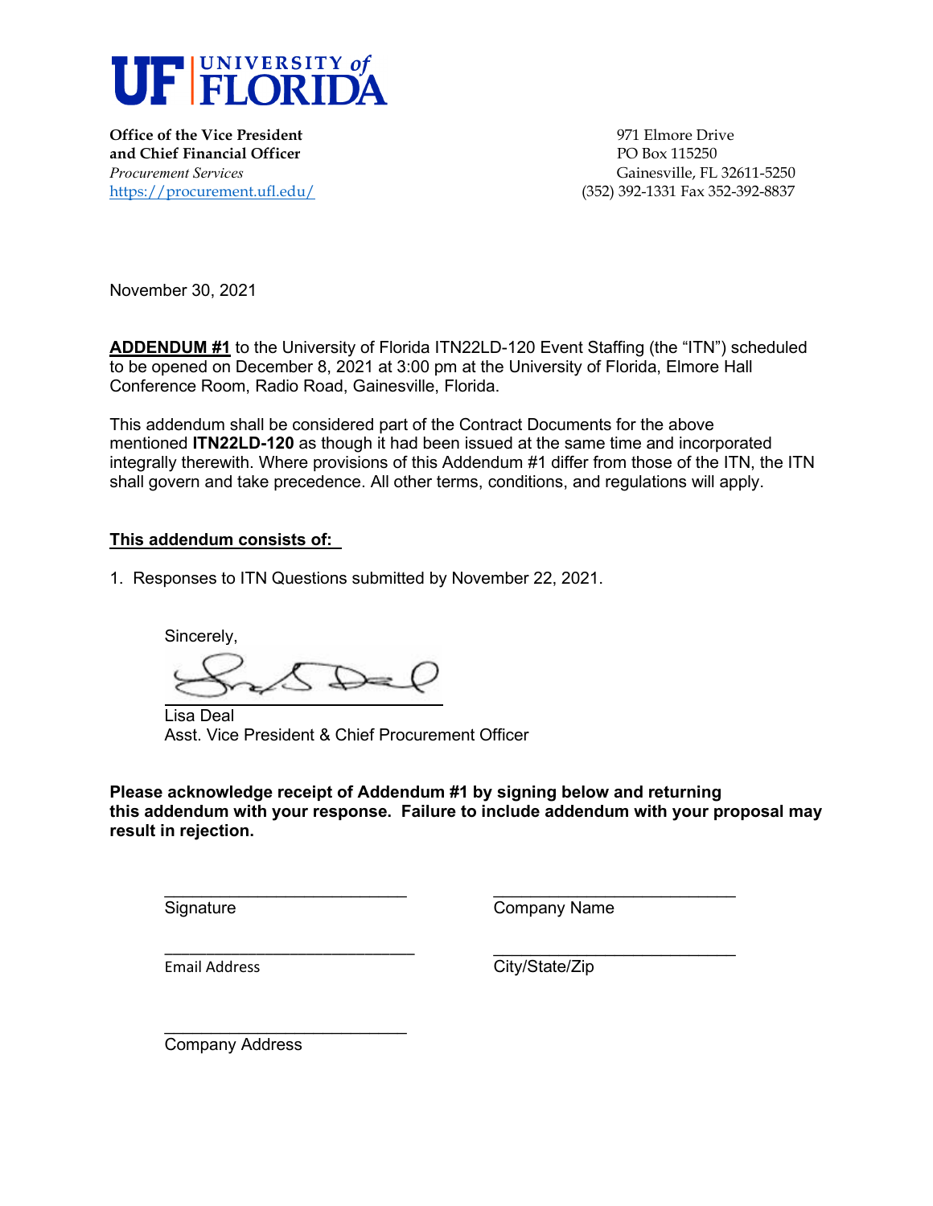**UF | UNIVERSITY of FLORIDA**

**Office of the Vice President**
**and Chief Financial Officer**
*Procurement Services*
https://procurement.ufl.edu/

971 Elmore Drive
PO Box 115250
Gainesville, FL 32611-5250
(352) 392-1331 Fax 352-392-8837

November 30, 2021

**ADDENDUM #1** to the University of Florida ITN22LD-120 Event Staffing (the "ITN") scheduled to be opened on December 8, 2021 at 3:00 pm at the University of Florida, Elmore Hall Conference Room, Radio Road, Gainesville, Florida.

This addendum shall be considered part of the Contract Documents for the above mentioned **ITN22LD-120** as though it had been issued at the same time and incorporated integrally therewith. Where provisions of this Addendum #1 differ from those of the ITN, the ITN shall govern and take precedence. All other terms, conditions, and regulations will apply.

**This addendum consists of:**

1. Responses to ITN Questions submitted by November 22, 2021.

Sincerely,

Lisa Deal
Asst. Vice President & Chief Procurement Officer

**Please acknowledge receipt of Addendum #1 by signing below and returning this addendum with your response. Failure to include addendum with your proposal may result in rejection.**

\_\_\_\_\_\_\_\_\_\_\_\_\_\_\_\_\_\_\_\_\_\_\_\_\_\_
Signature

\_\_\_\_\_\_\_\_\_\_\_\_\_\_\_\_\_\_\_\_\_\_\_\_\_\_
Company Name

\_\_\_\_\_\_\_\_\_\_\_\_\_\_\_\_\_\_\_\_\_\_\_\_\_\_
Email Address

\_\_\_\_\_\_\_\_\_\_\_\_\_\_\_\_\_\_\_\_\_\_\_\_\_\_
City/State/Zip

\_\_\_\_\_\_\_\_\_\_\_\_\_\_\_\_\_\_\_\_\_\_\_\_\_\_
Company Address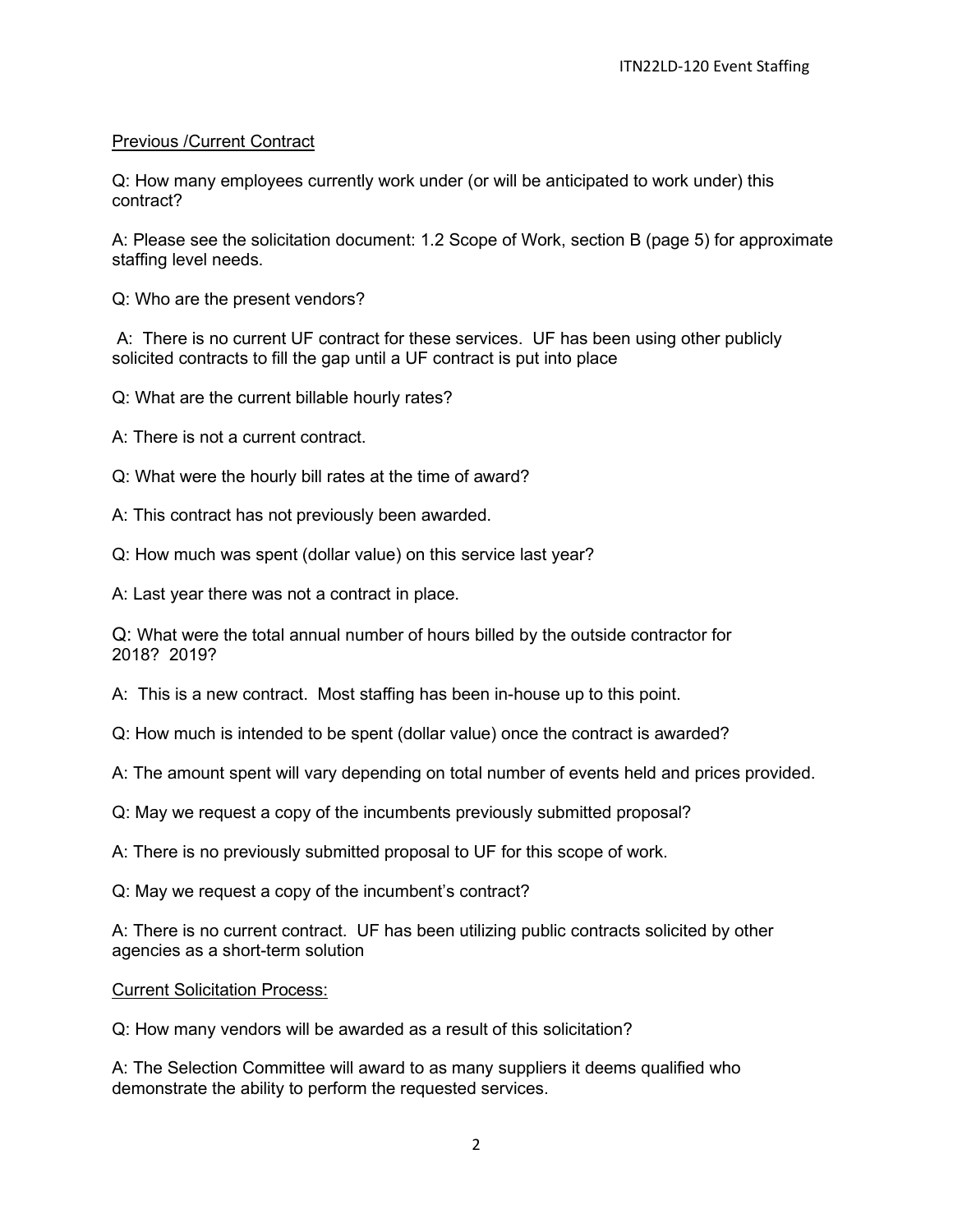Previous /Current Contract

Q: How many employees currently work under (or will be anticipated to work under) this contract?

A: Please see the solicitation document: 1.2 Scope of Work, section B (page 5) for approximate staffing level needs.

Q: Who are the present vendors?

A: There is no current UF contract for these services. UF has been using other publicly solicited contracts to fill the gap until a UF contract is put into place

Q: What are the current billable hourly rates?

A: There is not a current contract.

Q: What were the hourly bill rates at the time of award?

A: This contract has not previously been awarded.

Q: How much was spent (dollar value) on this service last year?

A: Last year there was not a contract in place.

Q: What were the total annual number of hours billed by the outside contractor for 2018? 2019?

A: This is a new contract. Most staffing has been in-house up to this point.

Q: How much is intended to be spent (dollar value) once the contract is awarded?

A: The amount spent will vary depending on total number of events held and prices provided.

Q: May we request a copy of the incumbents previously submitted proposal?

A: There is no previously submitted proposal to UF for this scope of work.

Q: May we request a copy of the incumbent's contract?

A: There is no current contract. UF has been utilizing public contracts solicited by other agencies as a short-term solution

Current Solicitation Process:

Q: How many vendors will be awarded as a result of this solicitation?

A: The Selection Committee will award to as many suppliers it deems qualified who demonstrate the ability to perform the requested services.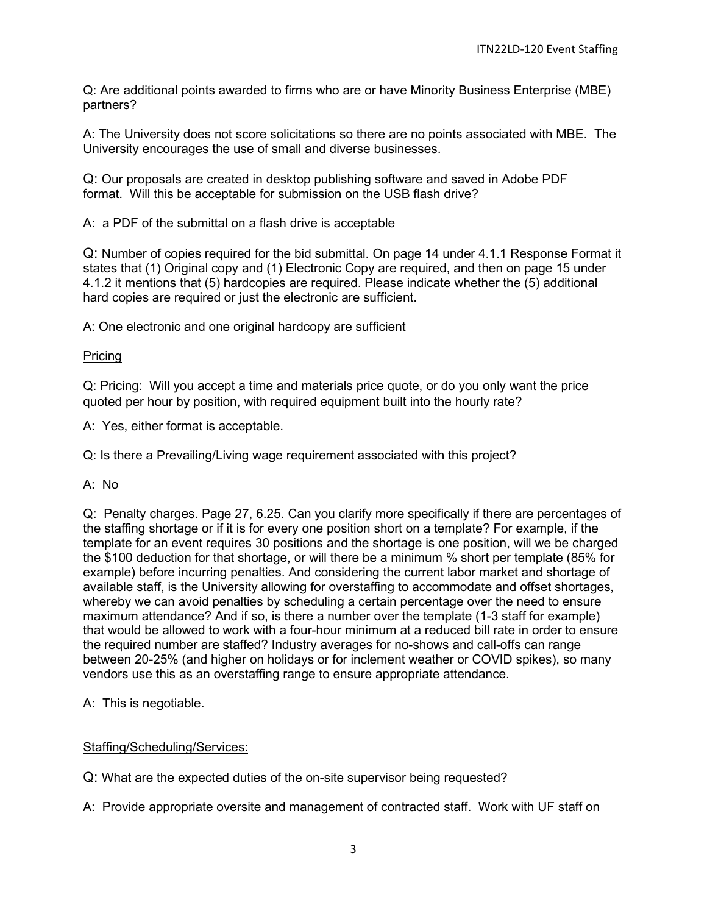Q: Are additional points awarded to firms who are or have Minority Business Enterprise (MBE) partners?

A: The University does not score solicitations so there are no points associated with MBE. The University encourages the use of small and diverse businesses.

Q: Our proposals are created in desktop publishing software and saved in Adobe PDF format. Will this be acceptable for submission on the USB flash drive?

A: a PDF of the submittal on a flash drive is acceptable

Q: Number of copies required for the bid submittal. On page 14 under 4.1.1 Response Format it states that (1) Original copy and (1) Electronic Copy are required, and then on page 15 under 4.1.2 it mentions that (5) hardcopies are required. Please indicate whether the (5) additional hard copies are required or just the electronic are sufficient.

A: One electronic and one original hardcopy are sufficient

<u>Pricing</u>

Q: Pricing: Will you accept a time and materials price quote, or do you only want the price quoted per hour by position, with required equipment built into the hourly rate?

A: Yes, either format is acceptable.

Q: Is there a Prevailing/Living wage requirement associated with this project?

A: No

Q: Penalty charges. Page 27, 6.25. Can you clarify more specifically if there are percentages of the staffing shortage or if it is for every one position short on a template? For example, if the template for an event requires 30 positions and the shortage is one position, will we be charged the $100 deduction for that shortage, or will there be a minimum % short per template (85% for example) before incurring penalties. And considering the current labor market and shortage of available staff, is the University allowing for overstaffing to accommodate and offset shortages, whereby we can avoid penalties by scheduling a certain percentage over the need to ensure maximum attendance? And if so, is there a number over the template (1-3 staff for example) that would be allowed to work with a four-hour minimum at a reduced bill rate in order to ensure the required number are staffed? Industry averages for no-shows and call-offs can range between 20-25% (and higher on holidays or for inclement weather or COVID spikes), so many vendors use this as an overstaffing range to ensure appropriate attendance.

A: This is negotiable.

<u>Staffing/Scheduling/Services:</u>

Q: What are the expected duties of the on-site supervisor being requested?

A: Provide appropriate oversite and management of contracted staff. Work with UF staff on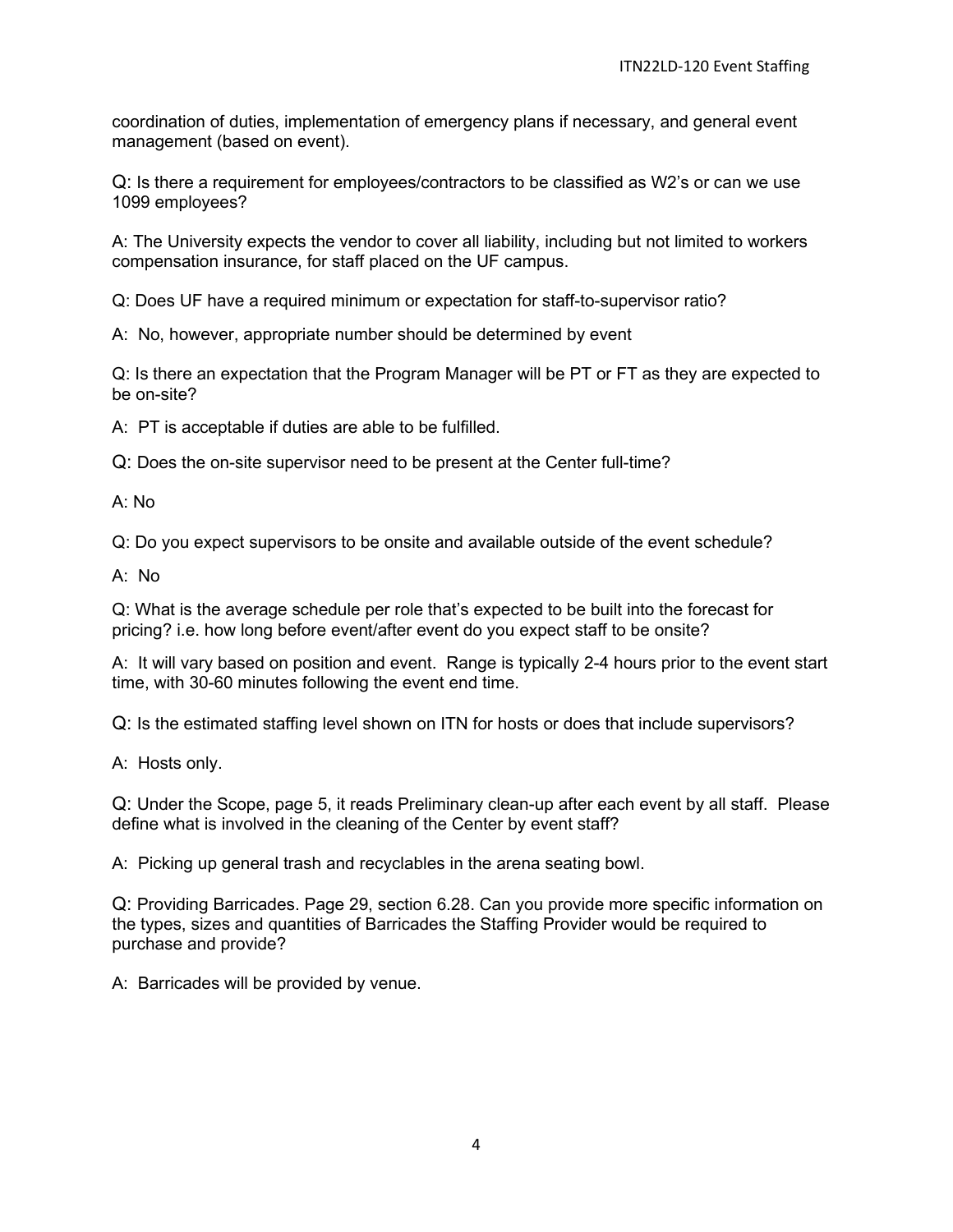coordination of duties, implementation of emergency plans if necessary, and general event management (based on event).

Q: Is there a requirement for employees/contractors to be classified as W2's or can we use 1099 employees?

A: The University expects the vendor to cover all liability, including but not limited to workers compensation insurance, for staff placed on the UF campus.

Q: Does UF have a required minimum or expectation for staff-to-supervisor ratio?

A: No, however, appropriate number should be determined by event

Q: Is there an expectation that the Program Manager will be PT or FT as they are expected to be on-site?

A: PT is acceptable if duties are able to be fulfilled.

Q: Does the on-site supervisor need to be present at the Center full-time?

A: No

Q: Do you expect supervisors to be onsite and available outside of the event schedule?

A: No

Q: What is the average schedule per role that's expected to be built into the forecast for pricing? i.e. how long before event/after event do you expect staff to be onsite?

A: It will vary based on position and event. Range is typically 2-4 hours prior to the event start time, with 30-60 minutes following the event end time.

Q: Is the estimated staffing level shown on ITN for hosts or does that include supervisors?

A: Hosts only.

Q: Under the Scope, page 5, it reads Preliminary clean-up after each event by all staff. Please define what is involved in the cleaning of the Center by event staff?

A: Picking up general trash and recyclables in the arena seating bowl.

Q: Providing Barricades. Page 29, section 6.28. Can you provide more specific information on the types, sizes and quantities of Barricades the Staffing Provider would be required to purchase and provide?

A: Barricades will be provided by venue.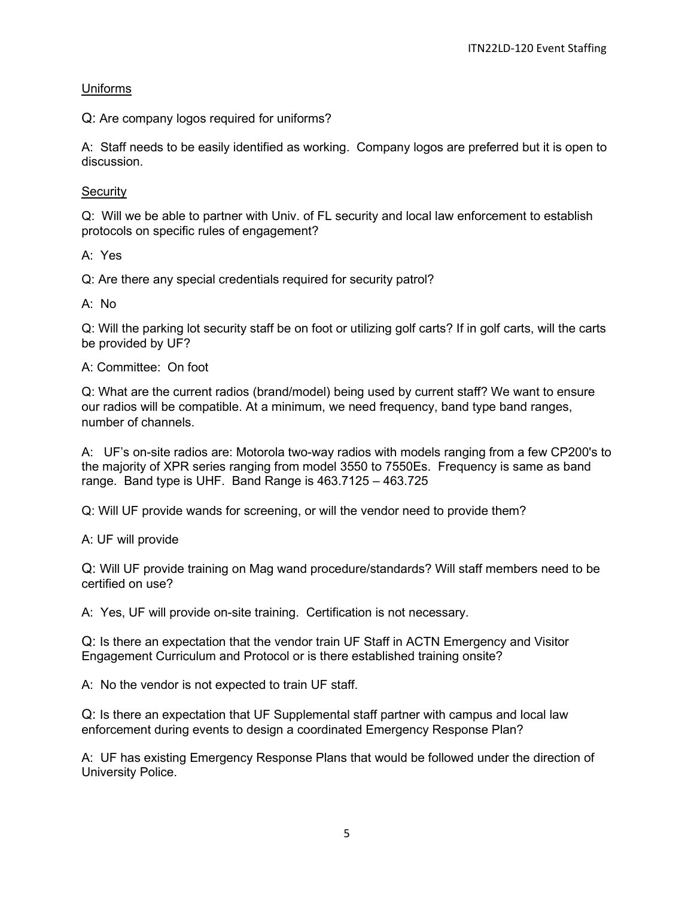<u>Uniforms</u>

Q: Are company logos required for uniforms?

A: Staff needs to be easily identified as working. Company logos are preferred but it is open to discussion.

<u>Security</u>

Q: Will we be able to partner with Univ. of FL security and local law enforcement to establish protocols on specific rules of engagement?

A: Yes

Q: Are there any special credentials required for security patrol?

A: No

Q: Will the parking lot security staff be on foot or utilizing golf carts? If in golf carts, will the carts be provided by UF?

A: Committee: On foot

Q: What are the current radios (brand/model) being used by current staff? We want to ensure our radios will be compatible. At a minimum, we need frequency, band type band ranges, number of channels.

A: UF's on-site radios are: Motorola two-way radios with models ranging from a few CP200's to the majority of XPR series ranging from model 3550 to 7550Es. Frequency is same as band range. Band type is UHF. Band Range is 463.7125 – 463.725

Q: Will UF provide wands for screening, or will the vendor need to provide them?

A: UF will provide

Q: Will UF provide training on Mag wand procedure/standards? Will staff members need to be certified on use?

A: Yes, UF will provide on-site training. Certification is not necessary.

Q: Is there an expectation that the vendor train UF Staff in ACTN Emergency and Visitor Engagement Curriculum and Protocol or is there established training onsite?

A: No the vendor is not expected to train UF staff.

Q: Is there an expectation that UF Supplemental staff partner with campus and local law enforcement during events to design a coordinated Emergency Response Plan?

A: UF has existing Emergency Response Plans that would be followed under the direction of University Police.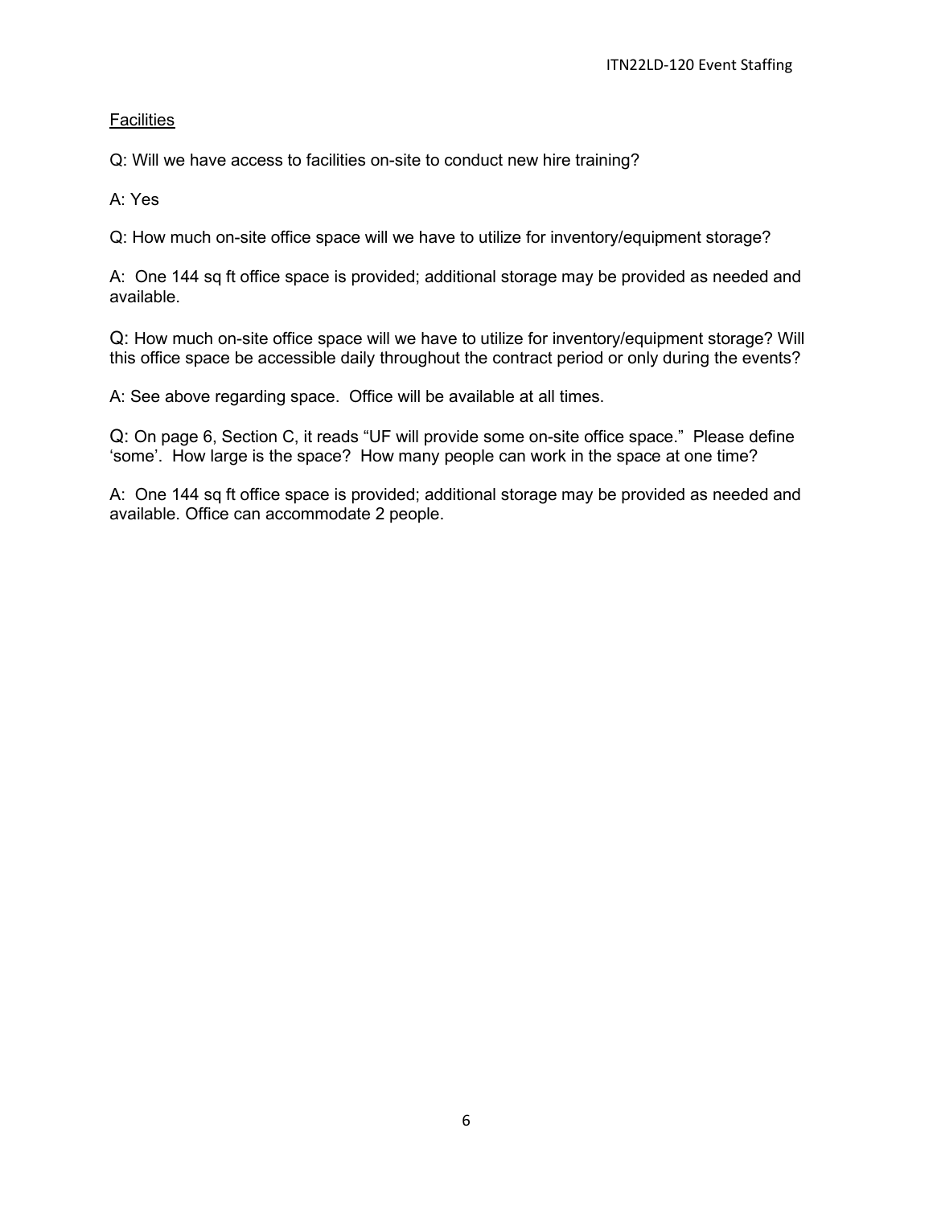<u>Facilities</u>

Q: Will we have access to facilities on-site to conduct new hire training?

A: Yes

Q: How much on-site office space will we have to utilize for inventory/equipment storage?

A: One 144 sq ft office space is provided; additional storage may be provided as needed and available.

Q: How much on-site office space will we have to utilize for inventory/equipment storage? Will this office space be accessible daily throughout the contract period or only during the events?

A: See above regarding space. Office will be available at all times.

Q: On page 6, Section C, it reads "UF will provide some on-site office space." Please define 'some'. How large is the space? How many people can work in the space at one time?

A: One 144 sq ft office space is provided; additional storage may be provided as needed and available. Office can accommodate 2 people.